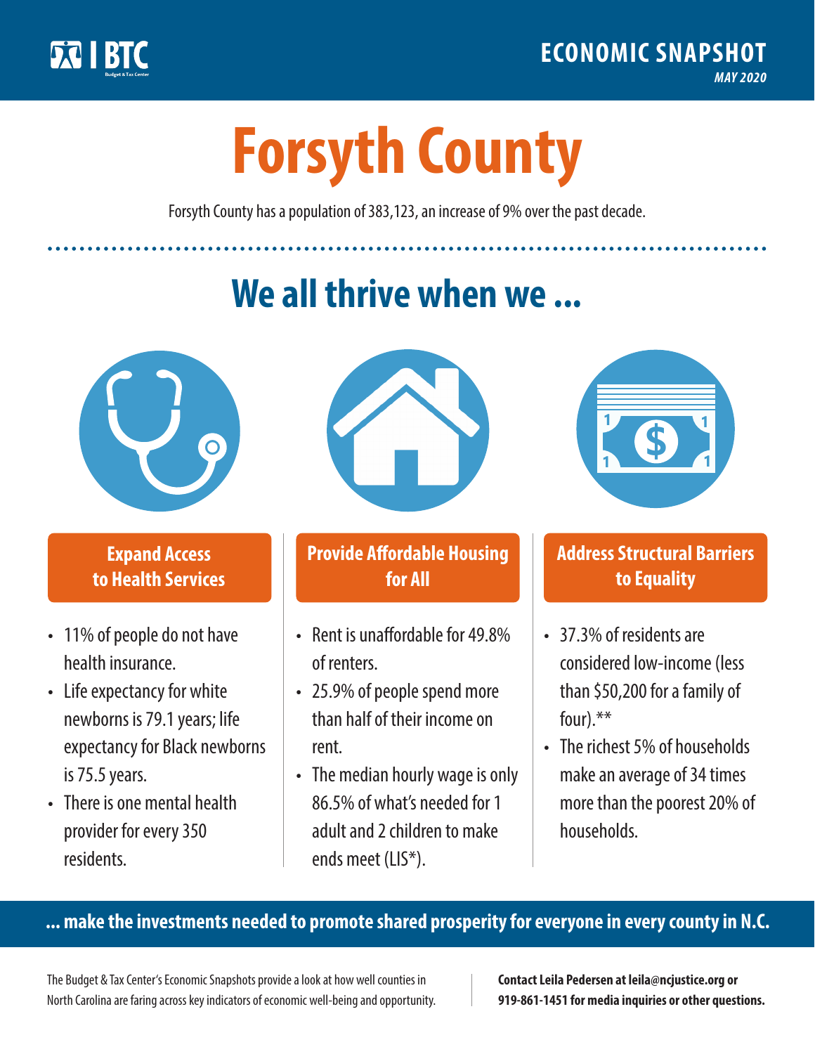BTC Budget & Tax Center

**ECONOMIC SNAPSHOT**
*MAY 2020*

# Forsyth County

Forsyth County has a population of 383,123, an increase of 9% over the past decade.

## We all thrive when we ...

### Expand Access to Health Services

- 11% of people do not have health insurance.
- Life expectancy for white newborns is 79.1 years; life expectancy for Black newborns is 75.5 years.
- There is one mental health provider for every 350 residents.

### Provide Affordable Housing for All

- Rent is unaffordable for 49.8% of renters.
- 25.9% of people spend more than half of their income on rent.
- The median hourly wage is only 86.5% of what's needed for 1 adult and 2 children to make ends meet (LIS*).

### Address Structural Barriers to Equality

- 37.3% of residents are considered low-income (less than $50,200 for a family of four).**
- The richest 5% of households make an average of 34 times more than the poorest 20% of households.

**... make the investments needed to promote shared prosperity for everyone in every county in N.C.**

The Budget & Tax Center's Economic Snapshots provide a look at how well counties in North Carolina are faring across key indicators of economic well-being and opportunity.

**Contact Leila Pedersen at leila@ncjustice.org or 919-861-1451 for media inquiries or other questions.**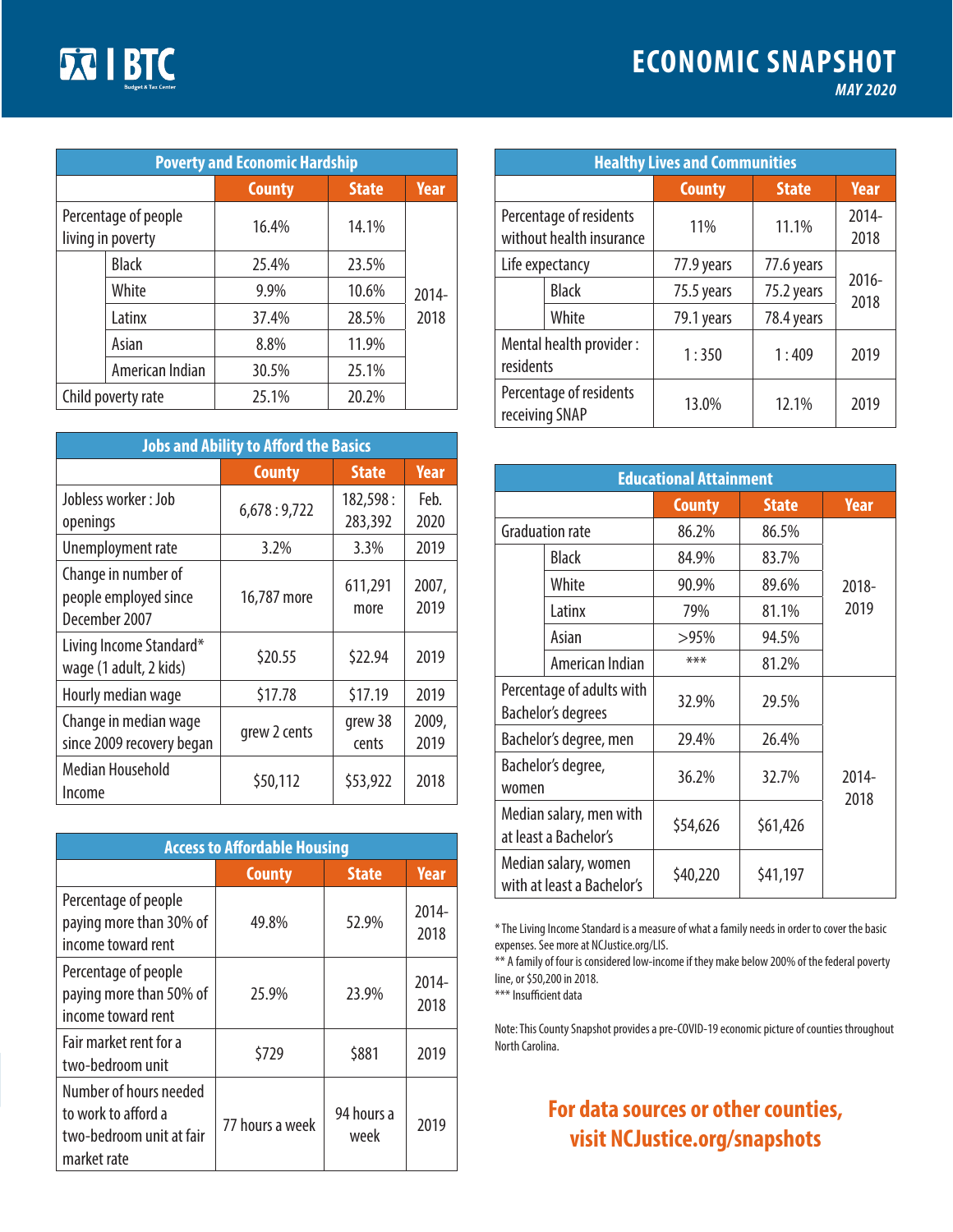# ECONOMIC SNAPSHOT

*MAY 2020*

BTC Budget & Tax Center

| Poverty and Economic Hardship | | County | State | Year |
|---|---|---|---|---|
| Percentage of people living in poverty | | 16.4% | 14.1% | 2014-2018 |
| | Black | 25.4% | 23.5% | |
| | White | 9.9% | 10.6% | |
| | Latinx | 37.4% | 28.5% | |
| | Asian | 8.8% | 11.9% | |
| | American Indian | 30.5% | 25.1% | |
| Child poverty rate | | 25.1% | 20.2% | |

| Jobs and Ability to Afford the Basics | County | State | Year |
|---|---|---|---|
| Jobless worker : Job openings | 6,678 : 9,722 | 182,598 : 283,392 | Feb. 2020 |
| Unemployment rate | 3.2% | 3.3% | 2019 |
| Change in number of people employed since December 2007 | 16,787 more | 611,291 more | 2007, 2019 |
| Living Income Standard* wage (1 adult, 2 kids) | $20.55 | $22.94 | 2019 |
| Hourly median wage | $17.78 | $17.19 | 2019 |
| Change in median wage since 2009 recovery began | grew 2 cents | grew 38 cents | 2009, 2019 |
| Median Household Income | $50,112 | $53,922 | 2018 |

| Access to Affordable Housing | County | State | Year |
|---|---|---|---|
| Percentage of people paying more than 30% of income toward rent | 49.8% | 52.9% | 2014-2018 |
| Percentage of people paying more than 50% of income toward rent | 25.9% | 23.9% | 2014-2018 |
| Fair market rent for a two-bedroom unit | $729 | $881 | 2019 |
| Number of hours needed to work to afford a two-bedroom unit at fair market rate | 77 hours a week | 94 hours a week | 2019 |

| Healthy Lives and Communities | | County | State | Year |
|---|---|---|---|---|
| Percentage of residents without health insurance | | 11% | 11.1% | 2014-2018 |
| Life expectancy | | 77.9 years | 77.6 years | 2016-2018 |
| | Black | 75.5 years | 75.2 years | |
| | White | 79.1 years | 78.4 years | |
| Mental health provider : residents | | 1 : 350 | 1 : 409 | 2019 |
| Percentage of residents receiving SNAP | | 13.0% | 12.1% | 2019 |

| Educational Attainment | | County | State | Year |
|---|---|---|---|---|
| Graduation rate | | 86.2% | 86.5% | 2018-2019 |
| | Black | 84.9% | 83.7% | |
| | White | 90.9% | 89.6% | |
| | Latinx | 79% | 81.1% | |
| | Asian | >95% | 94.5% | |
| | American Indian | *** | 81.2% | |
| Percentage of adults with Bachelor's degrees | | 32.9% | 29.5% | 2014-2018 |
| Bachelor's degree, men | | 29.4% | 26.4% | |
| Bachelor's degree, women | | 36.2% | 32.7% | |
| Median salary, men with at least a Bachelor's | | $54,626 | $61,426 | |
| Median salary, women with at least a Bachelor's | | $40,220 | $41,197 | |

* The Living Income Standard is a measure of what a family needs in order to cover the basic expenses. See more at NCJustice.org/LIS.

** A family of four is considered low-income if they make below 200% of the federal poverty line, or $50,200 in 2018.

*** Insufficient data

Note: This County Snapshot provides a pre-COVID-19 economic picture of counties throughout North Carolina.

**For data sources or other counties, visit NCJustice.org/snapshots**